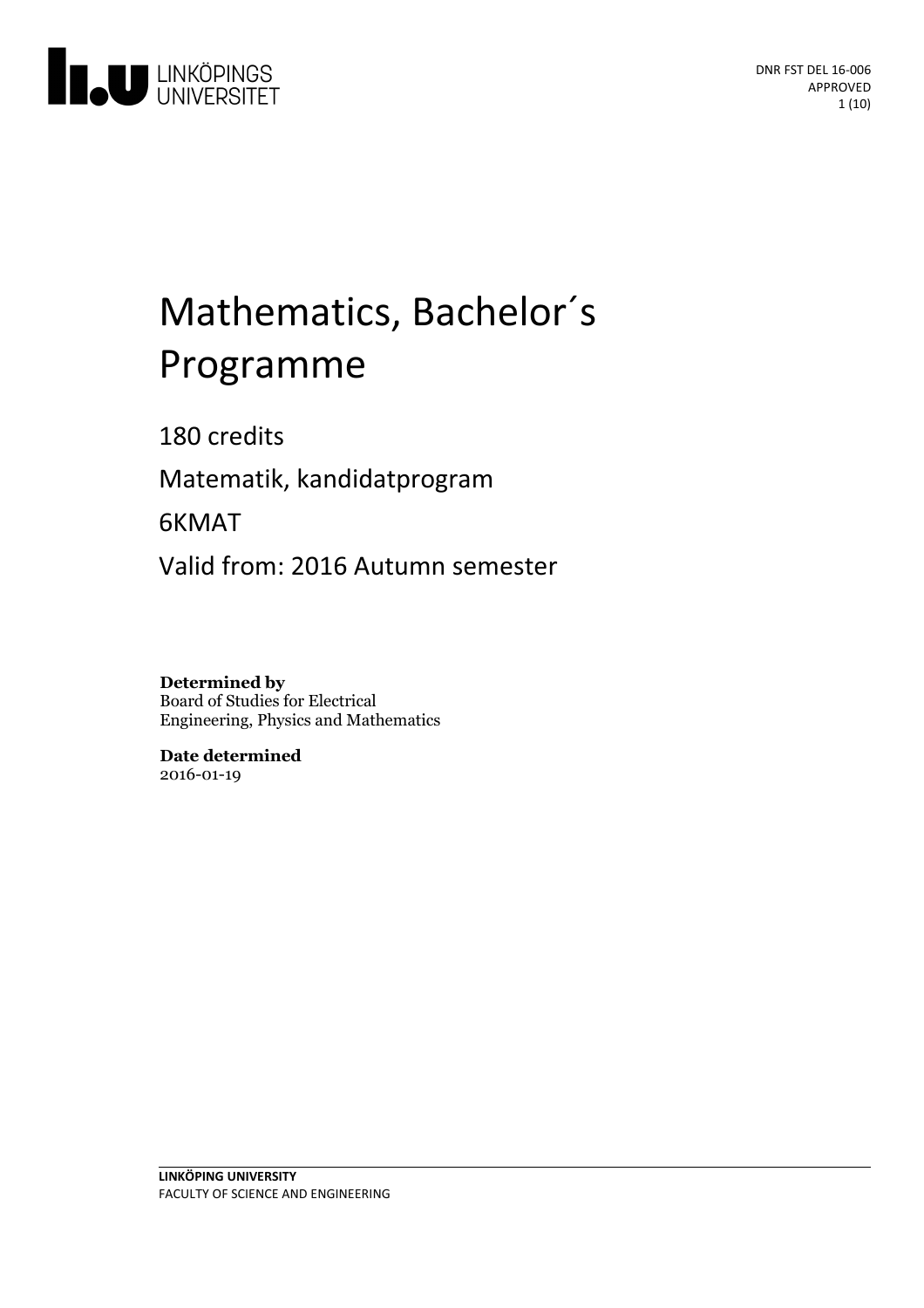# Mathematics, Bachelor´s Programme

180 credits

Matematik, kandidatprogram

6KMAT

Valid from: 2016 Autumn semester

**Determined by**
Board of Studies for Electrical Engineering, Physics and Mathematics

**Date determined**
2016-01-19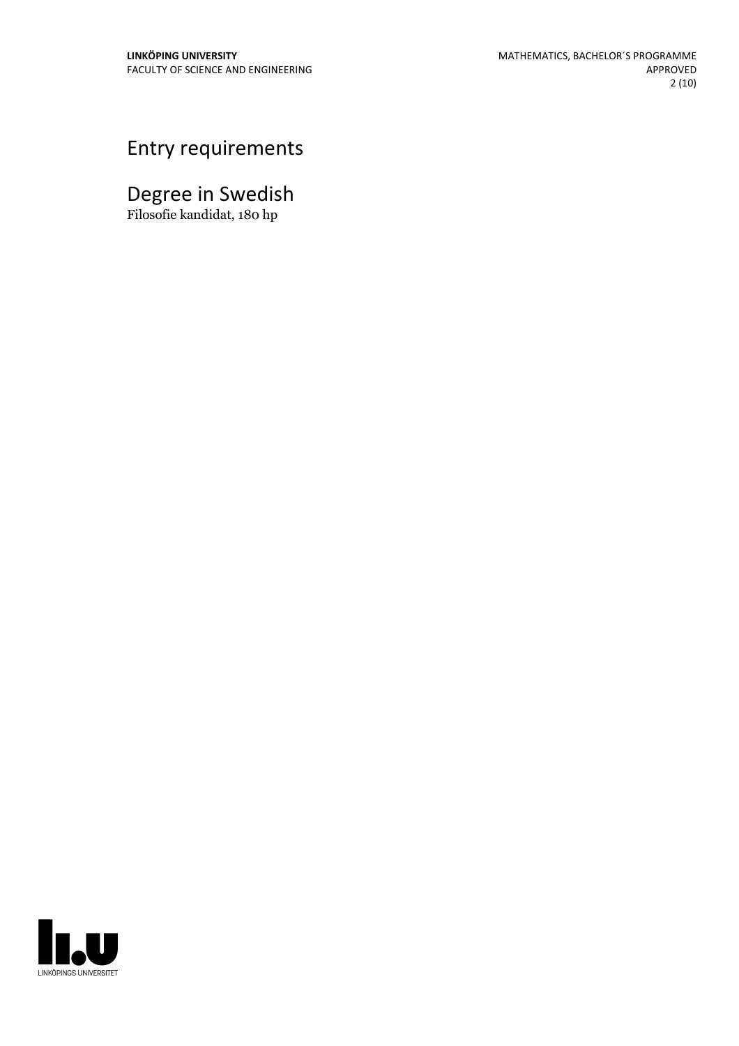# Entry requirements

# Degree in Swedish

Filosofie kandidat, 180 hp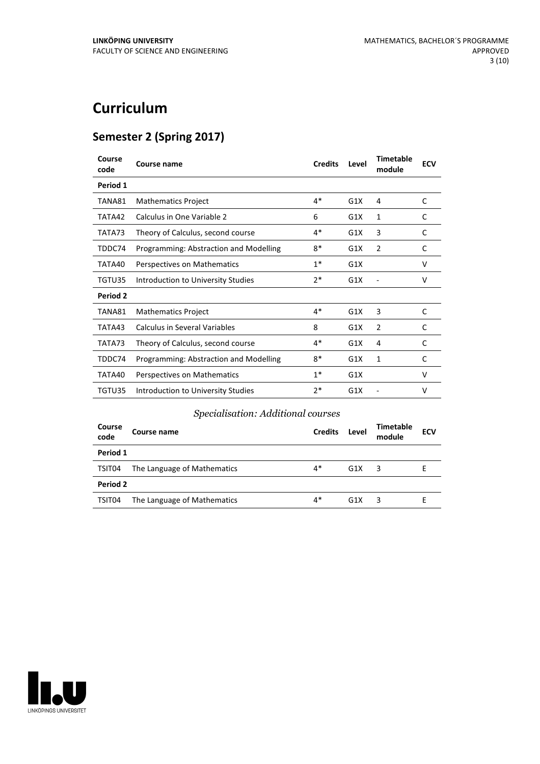# Curriculum

## Semester 2 (Spring 2017)

| Course code | Course name | Credits | Level | Timetable module | ECV |
|---|---|---|---|---|---|
| **Period 1** | | | | | |
| TANA81 | Mathematics Project | 4* | G1X | 4 | C |
| TATA42 | Calculus in One Variable 2 | 6 | G1X | 1 | C |
| TATA73 | Theory of Calculus, second course | 4* | G1X | 3 | C |
| TDDC74 | Programming: Abstraction and Modelling | 8* | G1X | 2 | C |
| TATA40 | Perspectives on Mathematics | 1* | G1X | | V |
| TGTU35 | Introduction to University Studies | 2* | G1X | - | V |
| **Period 2** | | | | | |
| TANA81 | Mathematics Project | 4* | G1X | 3 | C |
| TATA43 | Calculus in Several Variables | 8 | G1X | 2 | C |
| TATA73 | Theory of Calculus, second course | 4* | G1X | 4 | C |
| TDDC74 | Programming: Abstraction and Modelling | 8* | G1X | 1 | C |
| TATA40 | Perspectives on Mathematics | 1* | G1X | | V |
| TGTU35 | Introduction to University Studies | 2* | G1X | - | V |

*Specialisation: Additional courses*

| Course code | Course name | Credits | Level | Timetable module | ECV |
|---|---|---|---|---|---|
| **Period 1** | | | | | |
| TSIT04 | The Language of Mathematics | 4* | G1X | 3 | E |
| **Period 2** | | | | | |
| TSIT04 | The Language of Mathematics | 4* | G1X | 3 | E |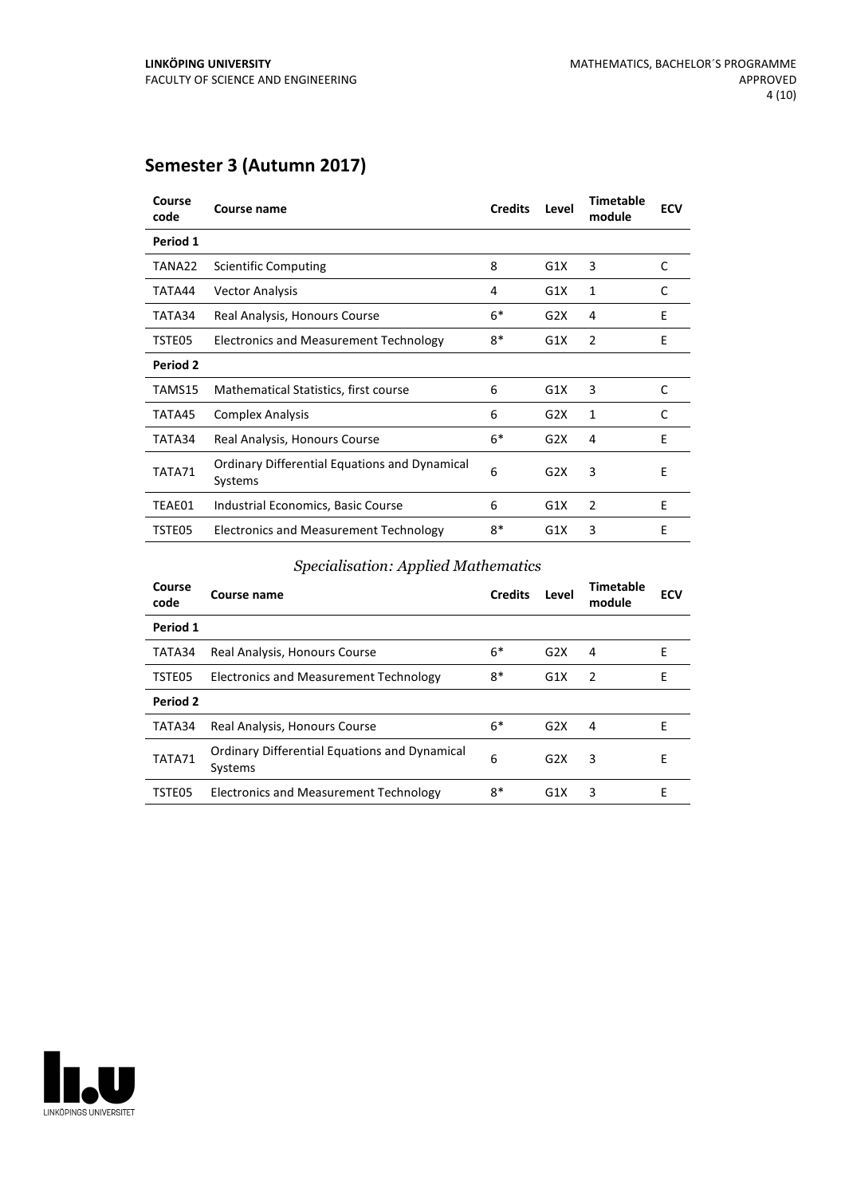## Semester 3 (Autumn 2017)

| Course code | Course name | Credits | Level | Timetable module | ECV |
|---|---|---|---|---|---|
| **Period 1** | | | | | |
| TANA22 | Scientific Computing | 8 | G1X | 3 | C |
| TATA44 | Vector Analysis | 4 | G1X | 1 | C |
| TATA34 | Real Analysis, Honours Course | 6* | G2X | 4 | E |
| TSTE05 | Electronics and Measurement Technology | 8* | G1X | 2 | E |
| **Period 2** | | | | | |
| TAMS15 | Mathematical Statistics, first course | 6 | G1X | 3 | C |
| TATA45 | Complex Analysis | 6 | G2X | 1 | C |
| TATA34 | Real Analysis, Honours Course | 6* | G2X | 4 | E |
| TATA71 | Ordinary Differential Equations and Dynamical Systems | 6 | G2X | 3 | E |
| TEAE01 | Industrial Economics, Basic Course | 6 | G1X | 2 | E |
| TSTE05 | Electronics and Measurement Technology | 8* | G1X | 3 | E |

*Specialisation: Applied Mathematics*

| Course code | Course name | Credits | Level | Timetable module | ECV |
|---|---|---|---|---|---|
| **Period 1** | | | | | |
| TATA34 | Real Analysis, Honours Course | 6* | G2X | 4 | E |
| TSTE05 | Electronics and Measurement Technology | 8* | G1X | 2 | E |
| **Period 2** | | | | | |
| TATA34 | Real Analysis, Honours Course | 6* | G2X | 4 | E |
| TATA71 | Ordinary Differential Equations and Dynamical Systems | 6 | G2X | 3 | E |
| TSTE05 | Electronics and Measurement Technology | 8* | G1X | 3 | E |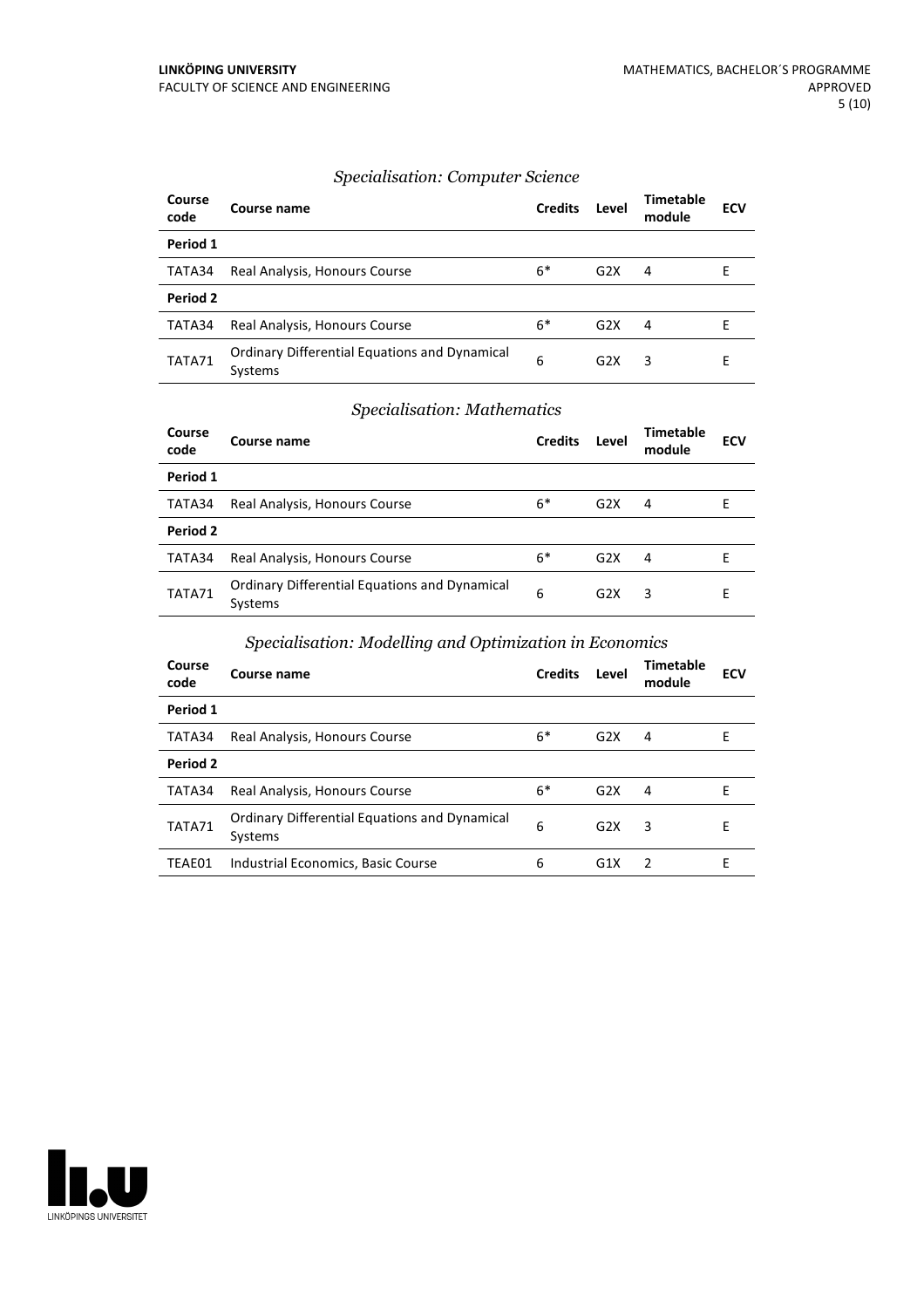*Specialisation: Computer Science*

| Course code | Course name | Credits | Level | Timetable module | ECV |
|---|---|---|---|---|---|
| **Period 1** | | | | | |
| TATA34 | Real Analysis, Honours Course | 6* | G2X | 4 | E |
| **Period 2** | | | | | |
| TATA34 | Real Analysis, Honours Course | 6* | G2X | 4 | E |
| TATA71 | Ordinary Differential Equations and Dynamical Systems | 6 | G2X | 3 | E |

*Specialisation: Mathematics*

| Course code | Course name | Credits | Level | Timetable module | ECV |
|---|---|---|---|---|---|
| **Period 1** | | | | | |
| TATA34 | Real Analysis, Honours Course | 6* | G2X | 4 | E |
| **Period 2** | | | | | |
| TATA34 | Real Analysis, Honours Course | 6* | G2X | 4 | E |
| TATA71 | Ordinary Differential Equations and Dynamical Systems | 6 | G2X | 3 | E |

*Specialisation: Modelling and Optimization in Economics*

| Course code | Course name | Credits | Level | Timetable module | ECV |
|---|---|---|---|---|---|
| **Period 1** | | | | | |
| TATA34 | Real Analysis, Honours Course | 6* | G2X | 4 | E |
| **Period 2** | | | | | |
| TATA34 | Real Analysis, Honours Course | 6* | G2X | 4 | E |
| TATA71 | Ordinary Differential Equations and Dynamical Systems | 6 | G2X | 3 | E |
| TEAE01 | Industrial Economics, Basic Course | 6 | G1X | 2 | E |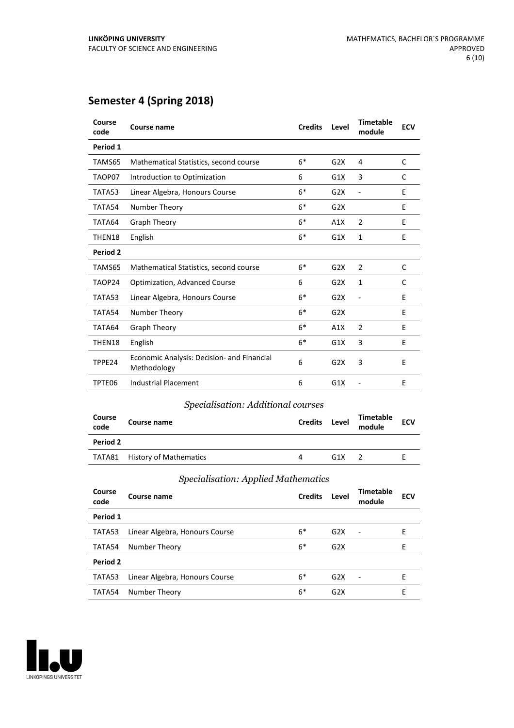## Semester 4 (Spring 2018)

| Course code | Course name | Credits | Level | Timetable module | ECV |
|---|---|---|---|---|---|
| **Period 1** | | | | | |
| TAMS65 | Mathematical Statistics, second course | 6* | G2X | 4 | C |
| TAOP07 | Introduction to Optimization | 6 | G1X | 3 | C |
| TATA53 | Linear Algebra, Honours Course | 6* | G2X | - | E |
| TATA54 | Number Theory | 6* | G2X | | E |
| TATA64 | Graph Theory | 6* | A1X | 2 | E |
| THEN18 | English | 6* | G1X | 1 | E |
| **Period 2** | | | | | |
| TAMS65 | Mathematical Statistics, second course | 6* | G2X | 2 | C |
| TAOP24 | Optimization, Advanced Course | 6 | G2X | 1 | C |
| TATA53 | Linear Algebra, Honours Course | 6* | G2X | - | E |
| TATA54 | Number Theory | 6* | G2X | | E |
| TATA64 | Graph Theory | 6* | A1X | 2 | E |
| THEN18 | English | 6* | G1X | 3 | E |
| TPPE24 | Economic Analysis: Decision- and Financial Methodology | 6 | G2X | 3 | E |
| TPTE06 | Industrial Placement | 6 | G1X | - | E |

*Specialisation: Additional courses*

| Course code | Course name | Credits | Level | Timetable module | ECV |
|---|---|---|---|---|---|
| **Period 2** | | | | | |
| TATA81 | History of Mathematics | 4 | G1X | 2 | E |

*Specialisation: Applied Mathematics*

| Course code | Course name | Credits | Level | Timetable module | ECV |
|---|---|---|---|---|---|
| **Period 1** | | | | | |
| TATA53 | Linear Algebra, Honours Course | 6* | G2X | - | E |
| TATA54 | Number Theory | 6* | G2X | | E |
| **Period 2** | | | | | |
| TATA53 | Linear Algebra, Honours Course | 6* | G2X | - | E |
| TATA54 | Number Theory | 6* | G2X | | E |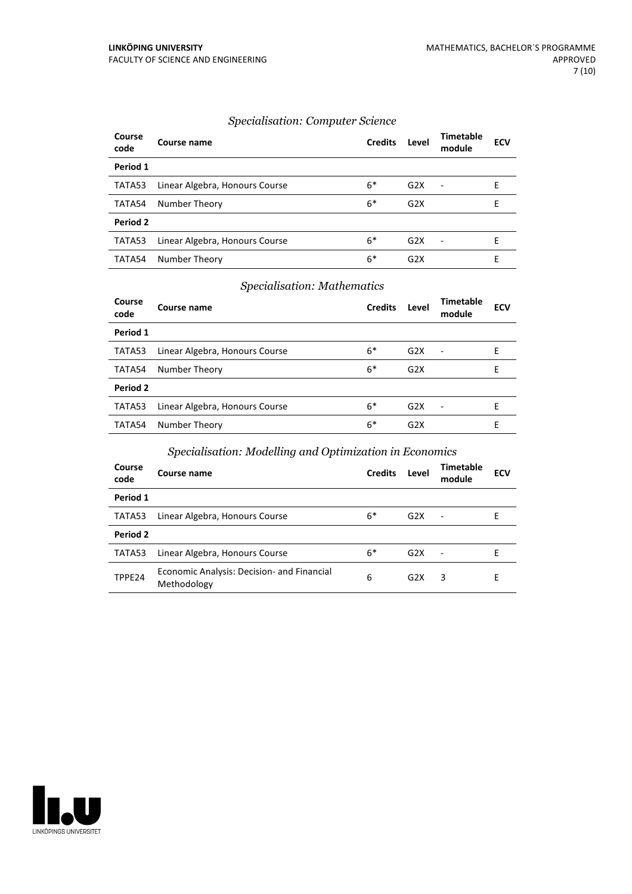### *Specialisation: Computer Science*

| Course code | Course name | Credits | Level | Timetable module | ECV |
|---|---|---|---|---|---|
| **Period 1** | | | | | |
| TATA53 | Linear Algebra, Honours Course | 6* | G2X | - | E |
| TATA54 | Number Theory | 6* | G2X | | E |
| **Period 2** | | | | | |
| TATA53 | Linear Algebra, Honours Course | 6* | G2X | - | E |
| TATA54 | Number Theory | 6* | G2X | | E |

### *Specialisation: Mathematics*

| Course code | Course name | Credits | Level | Timetable module | ECV |
|---|---|---|---|---|---|
| **Period 1** | | | | | |
| TATA53 | Linear Algebra, Honours Course | 6* | G2X | - | E |
| TATA54 | Number Theory | 6* | G2X | | E |
| **Period 2** | | | | | |
| TATA53 | Linear Algebra, Honours Course | 6* | G2X | - | E |
| TATA54 | Number Theory | 6* | G2X | | E |

### *Specialisation: Modelling and Optimization in Economics*

| Course code | Course name | Credits | Level | Timetable module | ECV |
|---|---|---|---|---|---|
| **Period 1** | | | | | |
| TATA53 | Linear Algebra, Honours Course | 6* | G2X | - | E |
| **Period 2** | | | | | |
| TATA53 | Linear Algebra, Honours Course | 6* | G2X | - | E |
| TPPE24 | Economic Analysis: Decision- and Financial Methodology | 6 | G2X | 3 | E |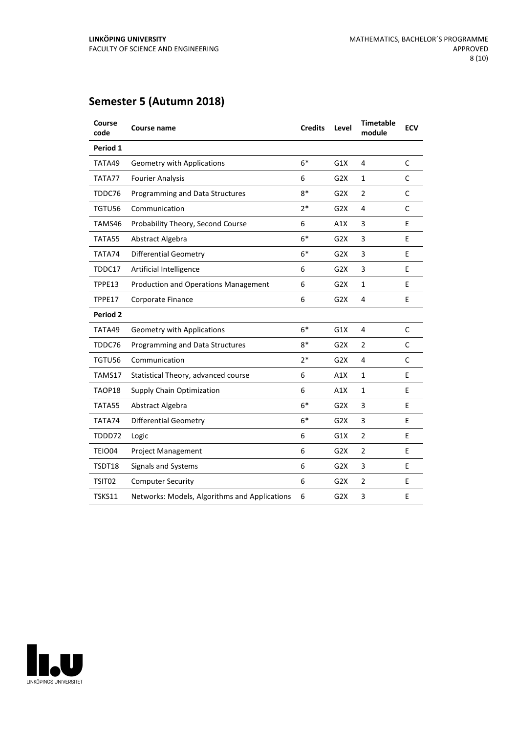## Semester 5 (Autumn 2018)

| Course code | Course name | Credits | Level | Timetable module | ECV |
|---|---|---|---|---|---|
| **Period 1** | | | | | |
| TATA49 | Geometry with Applications | 6* | G1X | 4 | C |
| TATA77 | Fourier Analysis | 6 | G2X | 1 | C |
| TDDC76 | Programming and Data Structures | 8* | G2X | 2 | C |
| TGTU56 | Communication | 2* | G2X | 4 | C |
| TAMS46 | Probability Theory, Second Course | 6 | A1X | 3 | E |
| TATA55 | Abstract Algebra | 6* | G2X | 3 | E |
| TATA74 | Differential Geometry | 6* | G2X | 3 | E |
| TDDC17 | Artificial Intelligence | 6 | G2X | 3 | E |
| TPPE13 | Production and Operations Management | 6 | G2X | 1 | E |
| TPPE17 | Corporate Finance | 6 | G2X | 4 | E |
| **Period 2** | | | | | |
| TATA49 | Geometry with Applications | 6* | G1X | 4 | C |
| TDDC76 | Programming and Data Structures | 8* | G2X | 2 | C |
| TGTU56 | Communication | 2* | G2X | 4 | C |
| TAMS17 | Statistical Theory, advanced course | 6 | A1X | 1 | E |
| TAOP18 | Supply Chain Optimization | 6 | A1X | 1 | E |
| TATA55 | Abstract Algebra | 6* | G2X | 3 | E |
| TATA74 | Differential Geometry | 6* | G2X | 3 | E |
| TDDD72 | Logic | 6 | G1X | 2 | E |
| TEIO04 | Project Management | 6 | G2X | 2 | E |
| TSDT18 | Signals and Systems | 6 | G2X | 3 | E |
| TSIT02 | Computer Security | 6 | G2X | 2 | E |
| TSKS11 | Networks: Models, Algorithms and Applications | 6 | G2X | 3 | E |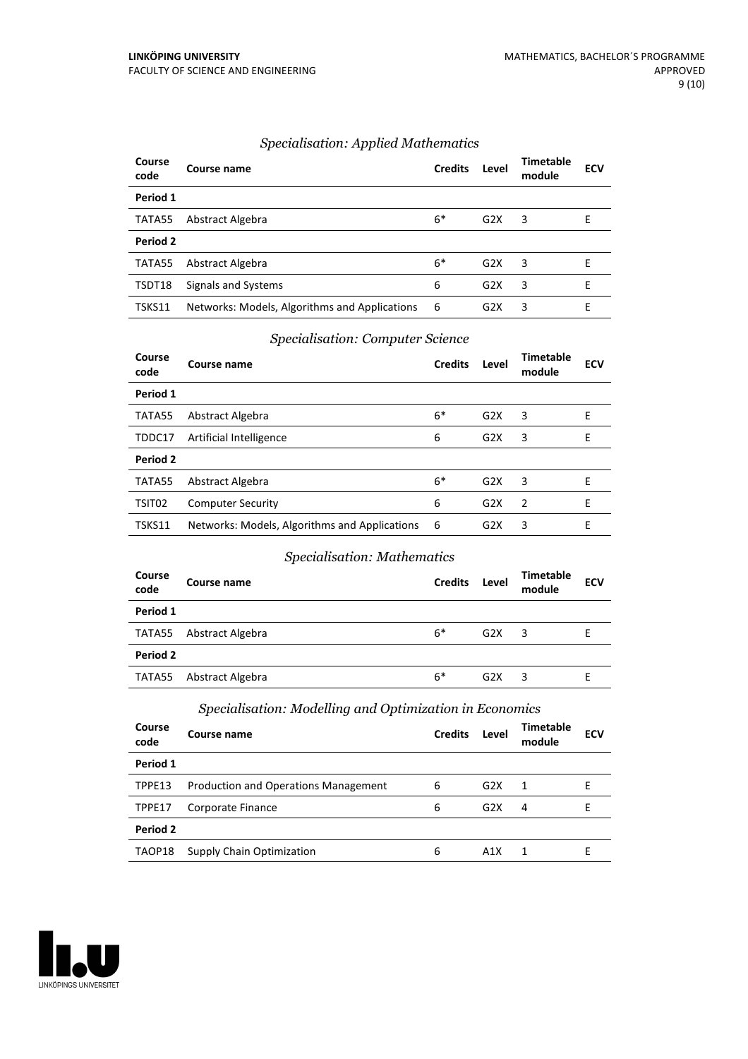### *Specialisation: Applied Mathematics*

| Course code | Course name | Credits | Level | Timetable module | ECV |
|---|---|---|---|---|---|
| **Period 1** | | | | | |
| TATA55 | Abstract Algebra | 6* | G2X | 3 | E |
| **Period 2** | | | | | |
| TATA55 | Abstract Algebra | 6* | G2X | 3 | E |
| TSDT18 | Signals and Systems | 6 | G2X | 3 | E |
| TSKS11 | Networks: Models, Algorithms and Applications | 6 | G2X | 3 | E |

### *Specialisation: Computer Science*

| Course code | Course name | Credits | Level | Timetable module | ECV |
|---|---|---|---|---|---|
| **Period 1** | | | | | |
| TATA55 | Abstract Algebra | 6* | G2X | 3 | E |
| TDDC17 | Artificial Intelligence | 6 | G2X | 3 | E |
| **Period 2** | | | | | |
| TATA55 | Abstract Algebra | 6* | G2X | 3 | E |
| TSIT02 | Computer Security | 6 | G2X | 2 | E |
| TSKS11 | Networks: Models, Algorithms and Applications | 6 | G2X | 3 | E |

### *Specialisation: Mathematics*

| Course code | Course name | Credits | Level | Timetable module | ECV |
|---|---|---|---|---|---|
| **Period 1** | | | | | |
| TATA55 | Abstract Algebra | 6* | G2X | 3 | E |
| **Period 2** | | | | | |
| TATA55 | Abstract Algebra | 6* | G2X | 3 | E |

### *Specialisation: Modelling and Optimization in Economics*

| Course code | Course name | Credits | Level | Timetable module | ECV |
|---|---|---|---|---|---|
| **Period 1** | | | | | |
| TPPE13 | Production and Operations Management | 6 | G2X | 1 | E |
| TPPE17 | Corporate Finance | 6 | G2X | 4 | E |
| **Period 2** | | | | | |
| TAOP18 | Supply Chain Optimization | 6 | A1X | 1 | E |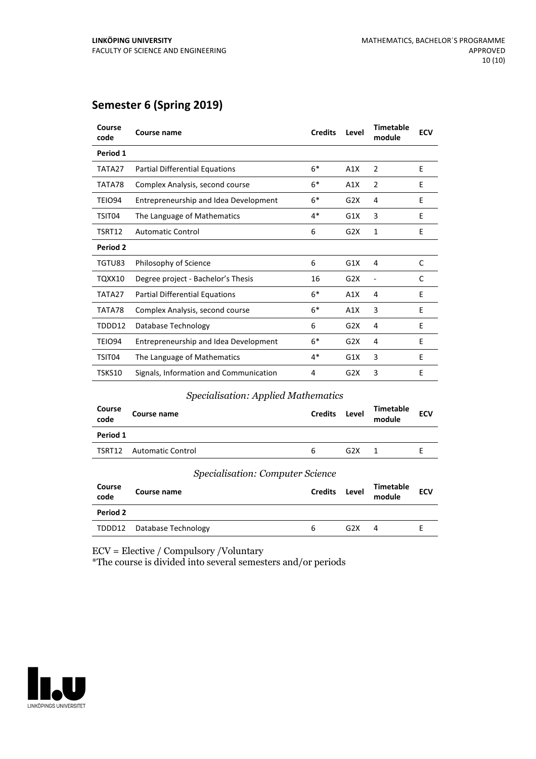## Semester 6 (Spring 2019)

| Course code | Course name | Credits | Level | Timetable module | ECV |
|---|---|---|---|---|---|
| **Period 1** | | | | | |
| TATA27 | Partial Differential Equations | 6* | A1X | 2 | E |
| TATA78 | Complex Analysis, second course | 6* | A1X | 2 | E |
| TEIO94 | Entrepreneurship and Idea Development | 6* | G2X | 4 | E |
| TSIT04 | The Language of Mathematics | 4* | G1X | 3 | E |
| TSRT12 | Automatic Control | 6 | G2X | 1 | E |
| **Period 2** | | | | | |
| TGTU83 | Philosophy of Science | 6 | G1X | 4 | C |
| TQXX10 | Degree project - Bachelor's Thesis | 16 | G2X | - | C |
| TATA27 | Partial Differential Equations | 6* | A1X | 4 | E |
| TATA78 | Complex Analysis, second course | 6* | A1X | 3 | E |
| TDDD12 | Database Technology | 6 | G2X | 4 | E |
| TEIO94 | Entrepreneurship and Idea Development | 6* | G2X | 4 | E |
| TSIT04 | The Language of Mathematics | 4* | G1X | 3 | E |
| TSKS10 | Signals, Information and Communication | 4 | G2X | 3 | E |

*Specialisation: Applied Mathematics*

| Course code | Course name | Credits | Level | Timetable module | ECV |
|---|---|---|---|---|---|
| **Period 1** | | | | | |
| TSRT12 | Automatic Control | 6 | G2X | 1 | E |

*Specialisation: Computer Science*

| Course code | Course name | Credits | Level | Timetable module | ECV |
|---|---|---|---|---|---|
| **Period 2** | | | | | |
| TDDD12 | Database Technology | 6 | G2X | 4 | E |

ECV = Elective / Compulsory /Voluntary

*The course is divided into several semesters and/or periods